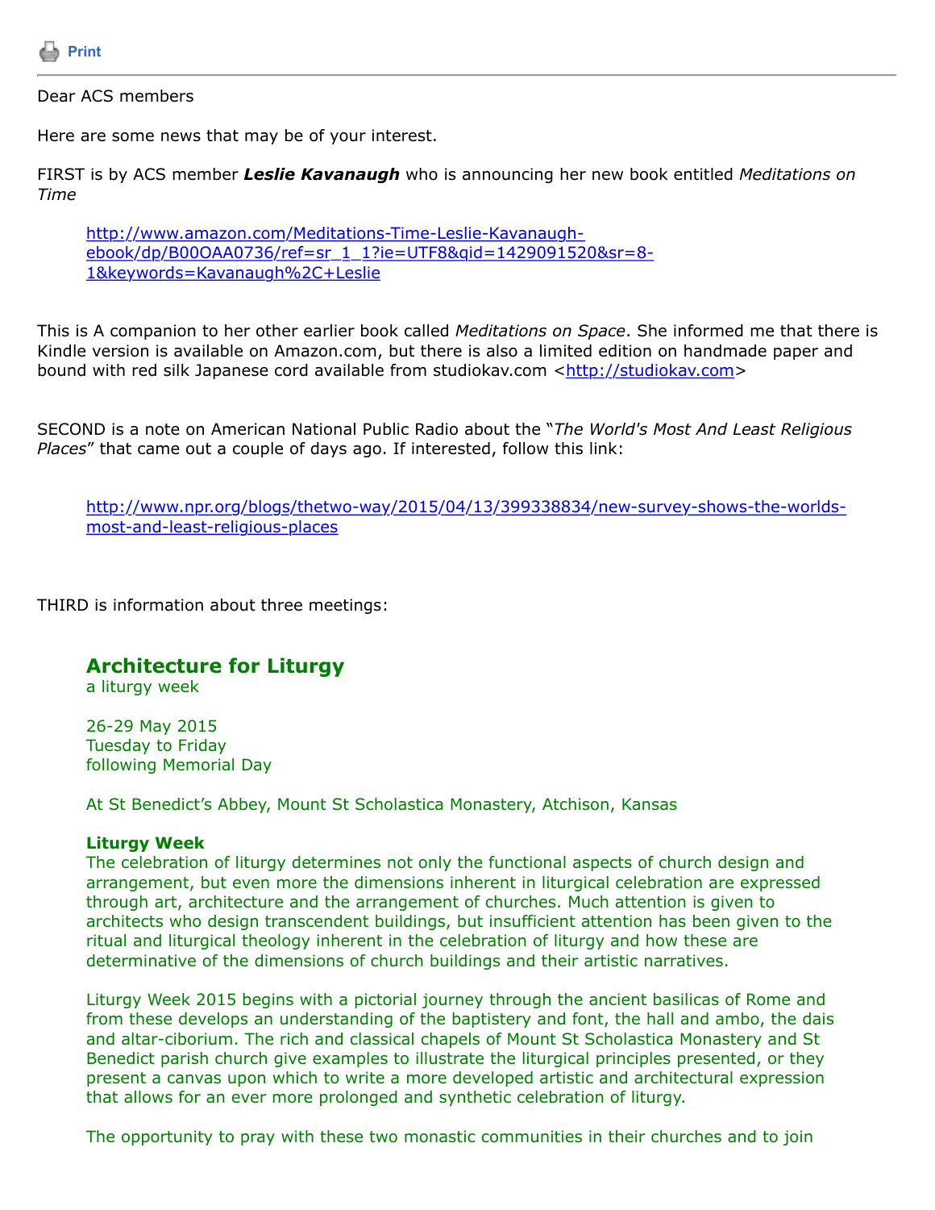Print

Dear ACS members

Here are some news that may be of your interest.

FIRST is by ACS member ***Leslie Kavanaugh*** who is announcing her new book entitled *Meditations on Time*

> http://www.amazon.com/Meditations-Time-Leslie-Kavanaugh-ebook/dp/B00OAA0736/ref=sr_1_1?ie=UTF8&qid=1429091520&sr=8-1&keywords=Kavanaugh%2C+Leslie

This is A companion to her other earlier book called *Meditations on Space*. She informed me that there is Kindle version is available on Amazon.com, but there is also a limited edition on handmade paper and bound with red silk Japanese cord available from studiokav.com <http://studiokav.com>

SECOND is a note on American National Public Radio about the "*The World's Most And Least Religious Places*" that came out a couple of days ago. If interested, follow this link:

> http://www.npr.org/blogs/thetwo-way/2015/04/13/399338834/new-survey-shows-the-worlds-most-and-least-religious-places

THIRD is information about three meetings:

## Architecture for Liturgy

a liturgy week

26-29 May 2015
Tuesday to Friday
following Memorial Day

At St Benedict's Abbey, Mount St Scholastica Monastery, Atchison, Kansas

**Liturgy Week**

The celebration of liturgy determines not only the functional aspects of church design and arrangement, but even more the dimensions inherent in liturgical celebration are expressed through art, architecture and the arrangement of churches. Much attention is given to architects who design transcendent buildings, but insufficient attention has been given to the ritual and liturgical theology inherent in the celebration of liturgy and how these are determinative of the dimensions of church buildings and their artistic narratives.

Liturgy Week 2015 begins with a pictorial journey through the ancient basilicas of Rome and from these develops an understanding of the baptistery and font, the hall and ambo, the dais and altar-ciborium. The rich and classical chapels of Mount St Scholastica Monastery and St Benedict parish church give examples to illustrate the liturgical principles presented, or they present a canvas upon which to write a more developed artistic and architectural expression that allows for an ever more prolonged and synthetic celebration of liturgy.

The opportunity to pray with these two monastic communities in their churches and to join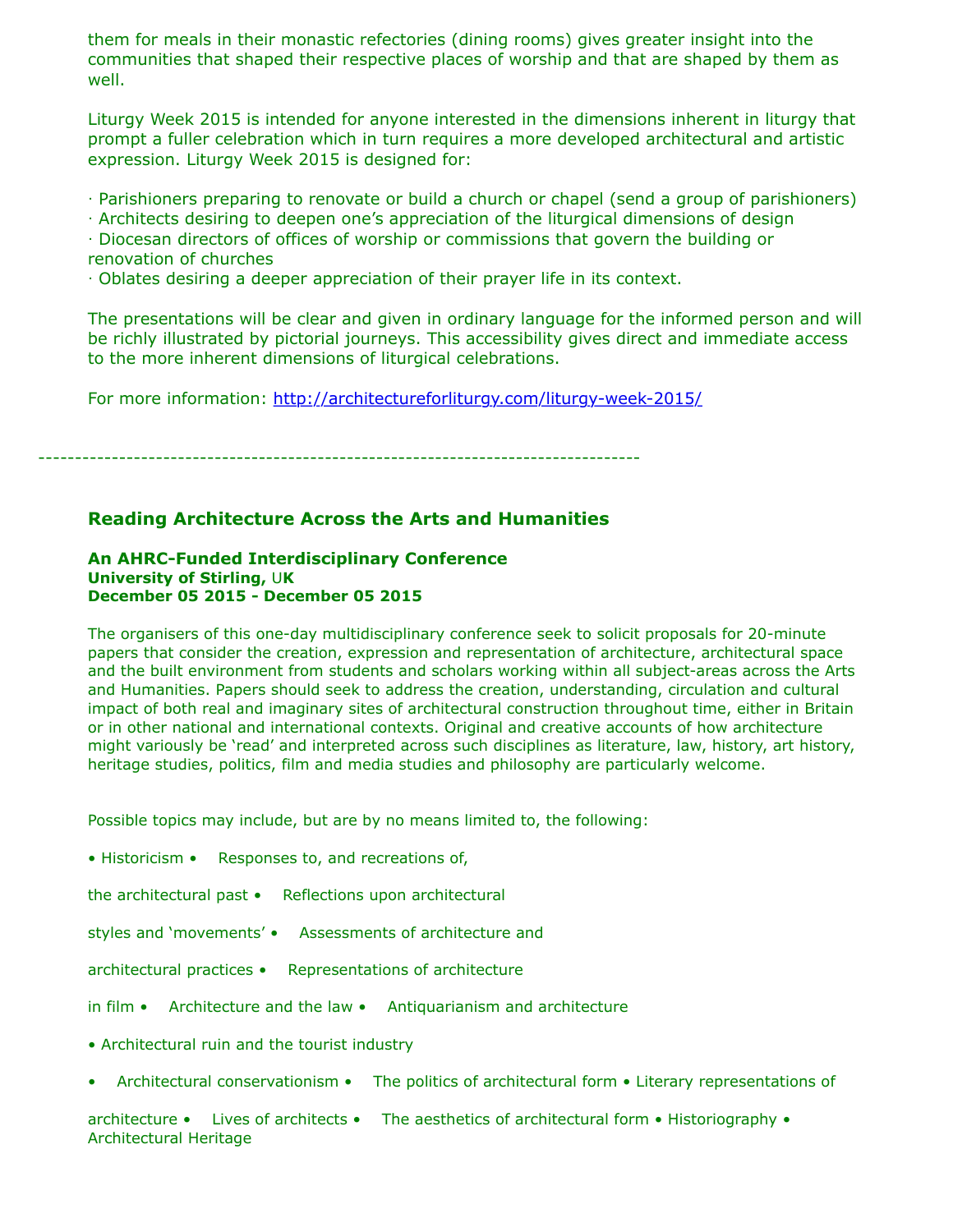them for meals in their monastic refectories (dining rooms) gives greater insight into the communities that shaped their respective places of worship and that are shaped by them as well.

Liturgy Week 2015 is intended for anyone interested in the dimensions inherent in liturgy that prompt a fuller celebration which in turn requires a more developed architectural and artistic expression. Liturgy Week 2015 is designed for:

· Parishioners preparing to renovate or build a church or chapel (send a group of parishioners)
· Architects desiring to deepen one's appreciation of the liturgical dimensions of design
· Diocesan directors of offices of worship or commissions that govern the building or renovation of churches
· Oblates desiring a deeper appreciation of their prayer life in its context.

The presentations will be clear and given in ordinary language for the informed person and will be richly illustrated by pictorial journeys. This accessibility gives direct and immediate access to the more inherent dimensions of liturgical celebrations.

For more information: http://architectureforliturgy.com/liturgy-week-2015/

---

## Reading Architecture Across the Arts and Humanities

**An AHRC-Funded Interdisciplinary Conference**
**University of Stirling, UK**
**December 05 2015 - December 05 2015**

The organisers of this one-day multidisciplinary conference seek to solicit proposals for 20-minute papers that consider the creation, expression and representation of architecture, architectural space and the built environment from students and scholars working within all subject-areas across the Arts and Humanities. Papers should seek to address the creation, understanding, circulation and cultural impact of both real and imaginary sites of architectural construction throughout time, either in Britain or in other national and international contexts. Original and creative accounts of how architecture might variously be 'read' and interpreted across such disciplines as literature, law, history, art history, heritage studies, politics, film and media studies and philosophy are particularly welcome.

Possible topics may include, but are by no means limited to, the following:

• Historicism • Responses to, and recreations of, the architectural past • Reflections upon architectural styles and 'movements' • Assessments of architecture and architectural practices • Representations of architecture in film • Architecture and the law • Antiquarianism and architecture • Architectural ruin and the tourist industry • Architectural conservationism • The politics of architectural form • Literary representations of architecture • Lives of architects • The aesthetics of architectural form • Historiography • Architectural Heritage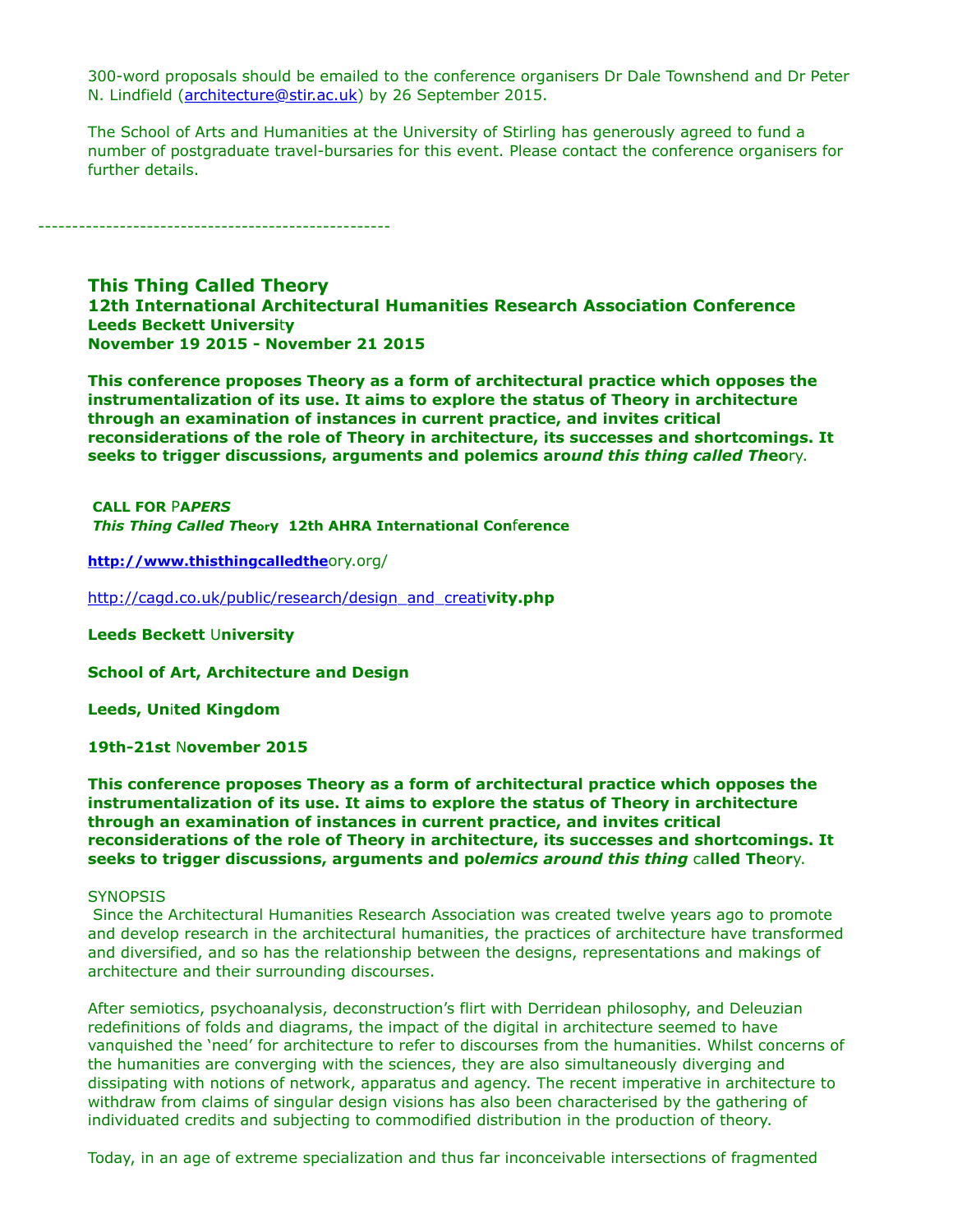300-word proposals should be emailed to the conference organisers Dr Dale Townshend and Dr Peter N. Lindfield (architecture@stir.ac.uk) by 26 September 2015.

The School of Arts and Humanities at the University of Stirling has generously agreed to fund a number of postgraduate travel-bursaries for this event. Please contact the conference organisers for further details.

----------------------------------------------------

**This Thing Called Theory**
**12th International Architectural Humanities Research Association Conference**
**Leeds Beckett University**
**November 19 2015 - November 21 2015**

**This conference proposes Theory as a form of architectural practice which opposes the instrumentalization of its use. It aims to explore the status of Theory in architecture through an examination of instances in current practice, and invites critical reconsiderations of the role of Theory in architecture, its successes and shortcomings. It seeks to trigger discussions, arguments and polemics around *this thing called Theory*.**

**CALL FOR *PAPERS***
***This Thing Called Theory*** **12th AHRA International Conference**

http://www.thisthingcalledtheory.org/

http://cagd.co.uk/public/research/design_and_creativity.php

**Leeds Beckett University**

**School of Art, Architecture and Design**

**Leeds, United Kingdom**

**19th-21st November 2015**

**This conference proposes Theory as a form of architectural practice which opposes the instrumentalization of its use. It aims to explore the status of Theory in architecture through an examination of instances in current practice, and invites critical reconsiderations of the role of Theory in architecture, its successes and shortcomings. It seeks to trigger discussions, arguments and polemics around *this thing* called Theory.**

SYNOPSIS
Since the Architectural Humanities Research Association was created twelve years ago to promote and develop research in the architectural humanities, the practices of architecture have transformed and diversified, and so has the relationship between the designs, representations and makings of architecture and their surrounding discourses.

After semiotics, psychoanalysis, deconstruction's flirt with Derridean philosophy, and Deleuzian redefinitions of folds and diagrams, the impact of the digital in architecture seemed to have vanquished the 'need' for architecture to refer to discourses from the humanities. Whilst concerns of the humanities are converging with the sciences, they are also simultaneously diverging and dissipating with notions of network, apparatus and agency. The recent imperative in architecture to withdraw from claims of singular design visions has also been characterised by the gathering of individuated credits and subjecting to commodified distribution in the production of theory.

Today, in an age of extreme specialization and thus far inconceivable intersections of fragmented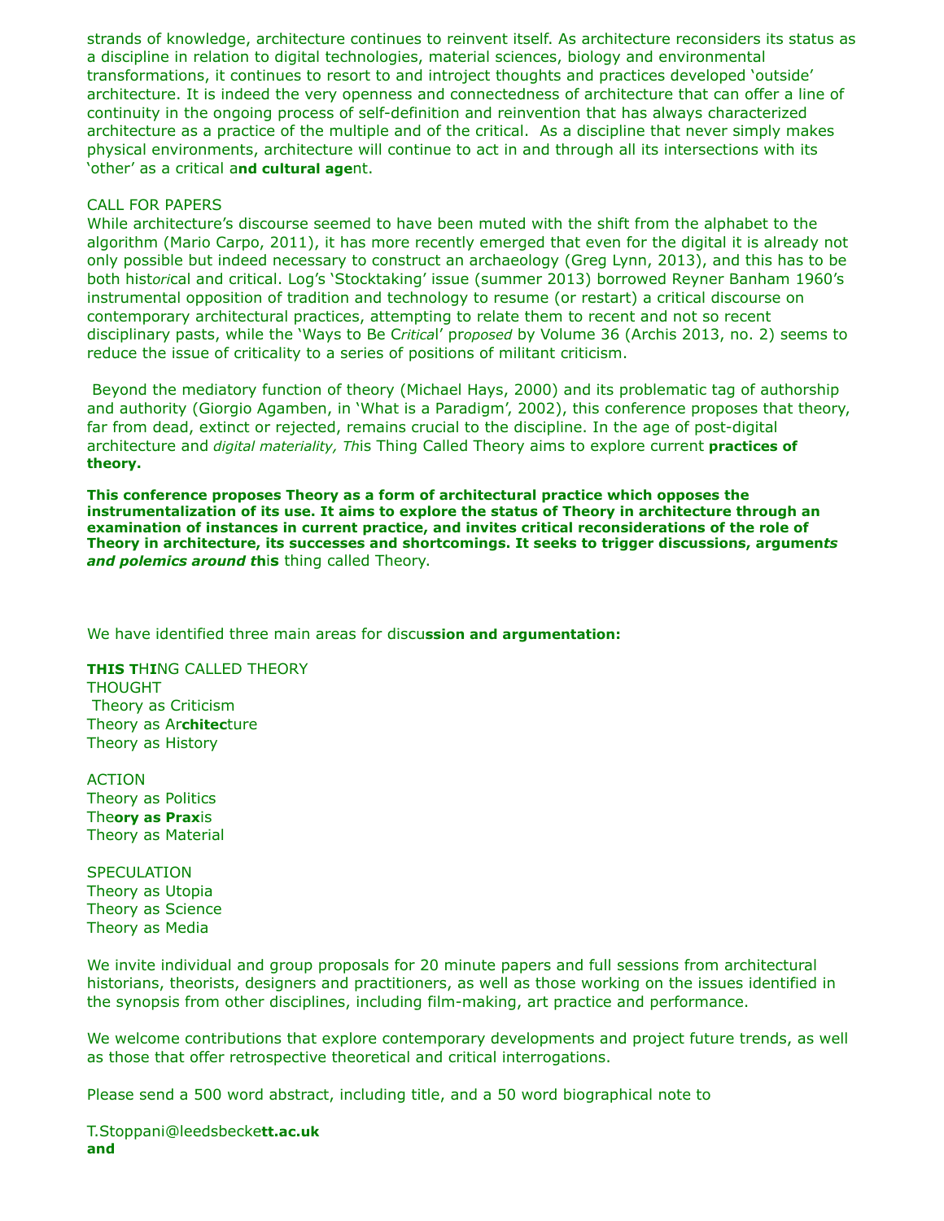strands of knowledge, architecture continues to reinvent itself. As architecture reconsiders its status as a discipline in relation to digital technologies, material sciences, biology and environmental transformations, it continues to resort to and introject thoughts and practices developed 'outside' architecture. It is indeed the very openness and connectedness of architecture that can offer a line of continuity in the ongoing process of self-definition and reinvention that has always characterized architecture as a practice of the multiple and of the critical. As a discipline that never simply makes physical environments, architecture will continue to act in and through all its intersections with its 'other' as a critical a**nd cultural age**nt.

CALL FOR PAPERS

While architecture's discourse seemed to have been muted with the shift from the alphabet to the algorithm (Mario Carpo, 2011), it has more recently emerged that even for the digital it is already not only possible but indeed necessary to construct an archaeology (Greg Lynn, 2013), and this has to be both hist*ori*cal and critical. Log's 'Stocktaking' issue (summer 2013) borrowed Reyner Banham 1960's instrumental opposition of tradition and technology to resume (or restart) a critical discourse on contemporary architectural practices, attempting to relate them to recent and not so recent disciplinary pasts, while the 'Ways to Be C*ritica*l' pr*oposed* by Volume 36 (Archis 2013, no. 2) seems to reduce the issue of criticality to a series of positions of militant criticism.

Beyond the mediatory function of theory (Michael Hays, 2000) and its problematic tag of authorship and authority (Giorgio Agamben, in 'What is a Paradigm', 2002), this conference proposes that theory, far from dead, extinct or rejected, remains crucial to the discipline. In the age of post-digital architecture and *digital materiality, Th*is Thing Called Theory aims to explore current **practices of theory.**

**This conference proposes Theory as a form of architectural practice which opposes the instrumentalization of its use. It aims to explore the status of Theory in architecture through an examination of instances in current practice, and invites critical reconsiderations of the role of Theory in architecture, its successes and shortcomings. It seeks to trigger discussions, argumen*ts and polemics around t*hi*s** thing called Theory.

We have identified three main areas for discu**ssion and argumentation:**

**THIS T**H**I**NG CALLED THEORY

THOUGHT
Theory as Criticism
Theory as Ar**chitec**ture
Theory as History

ACTION
Theory as Politics
The**ory as Prax**is
Theory as Material

SPECULATION
Theory as Utopia
Theory as Science
Theory as Media

We invite individual and group proposals for 20 minute papers and full sessions from architectural historians, theorists, designers and practitioners, as well as those working on the issues identified in the synopsis from other disciplines, including film-making, art practice and performance.

We welcome contributions that explore contemporary developments and project future trends, as well as those that offer retrospective theoretical and critical interrogations.

Please send a 500 word abstract, including title, and a 50 word biographical note to

T.Stoppani@leedsbecke**tt.ac.uk**
**and**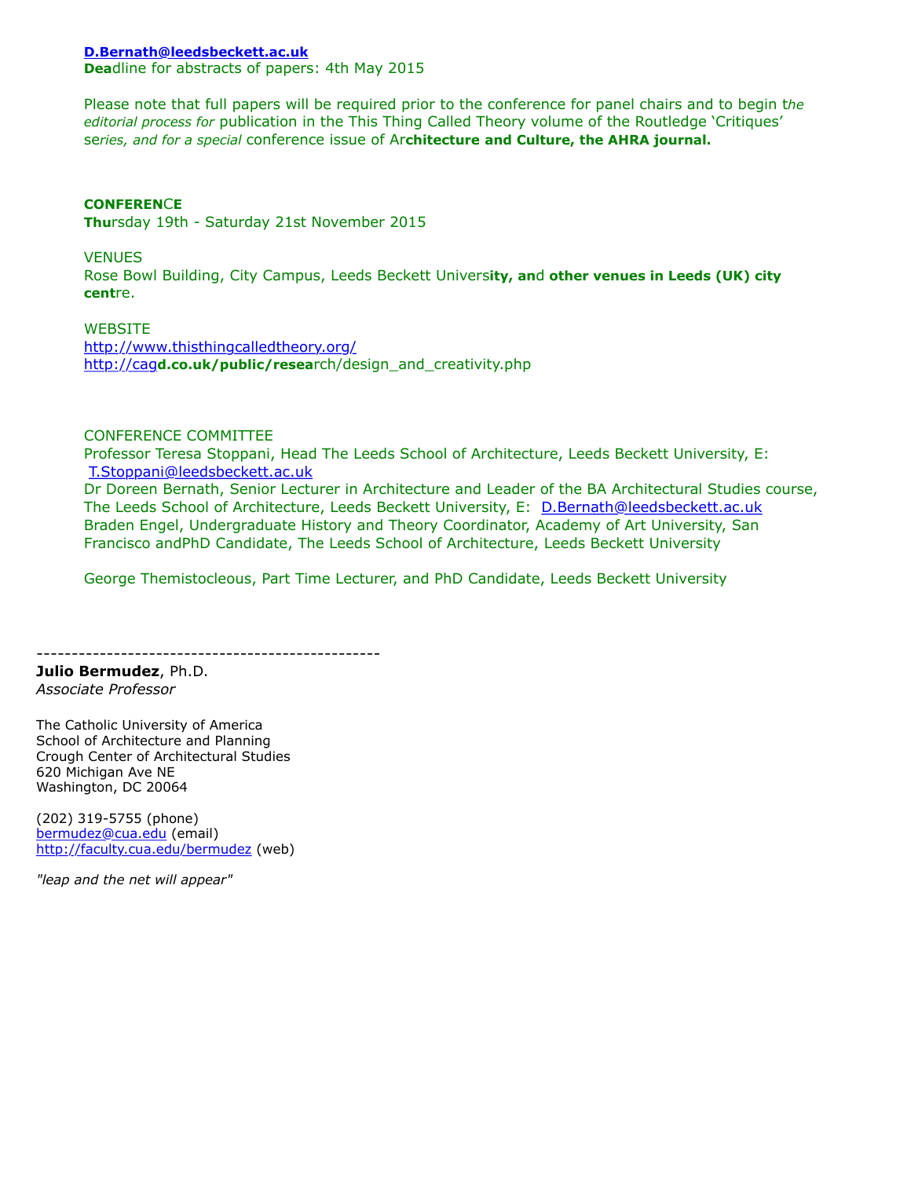[D.Bernath@leedsbeckett.ac.uk](mailto:D.Bernath@leedsbeckett.ac.uk)
Deadline for abstracts of papers: 4th May 2015

Please note that full papers will be required prior to the conference for panel chairs and to begin the editorial process for publication in the This Thing Called Theory volume of the Routledge 'Critiques' series, and for a special conference issue of Architecture and Culture, the AHRA journal.

**CONFERENCE**
Thursday 19th - Saturday 21st November 2015

VENUES
Rose Bowl Building, City Campus, Leeds Beckett University, and other venues in Leeds (UK) city centre.

WEBSITE
http://www.thisthingcalledtheory.org/
http://cagd.co.uk/public/research/design_and_creativity.php

CONFERENCE COMMITTEE
Professor Teresa Stoppani, Head The Leeds School of Architecture, Leeds Beckett University, E: T.Stoppani@leedsbeckett.ac.uk
Dr Doreen Bernath, Senior Lecturer in Architecture and Leader of the BA Architectural Studies course, The Leeds School of Architecture, Leeds Beckett University, E: D.Bernath@leedsbeckett.ac.uk
Braden Engel, Undergraduate History and Theory Coordinator, Academy of Art University, San Francisco andPhD Candidate, The Leeds School of Architecture, Leeds Beckett University

George Themistocleous, Part Time Lecturer, and PhD Candidate, Leeds Beckett University

-------------------------------------------------
**Julio Bermudez**, Ph.D.
*Associate Professor*

The Catholic University of America
School of Architecture and Planning
Crough Center of Architectural Studies
620 Michigan Ave NE
Washington, DC 20064

(202) 319-5755 (phone)
bermudez@cua.edu (email)
http://faculty.cua.edu/bermudez (web)

*"leap and the net will appear"*